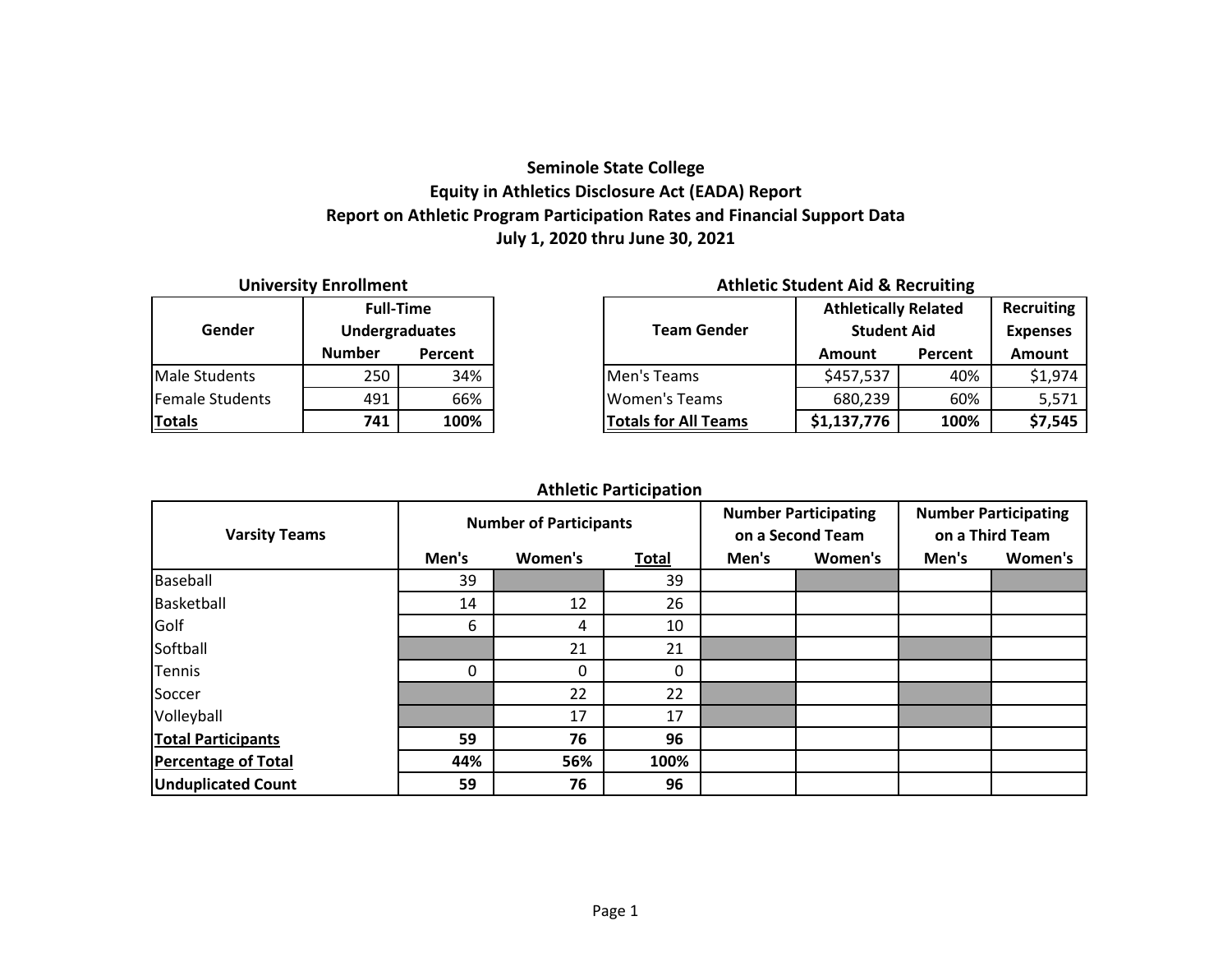# Seminole State College
## Equity in Athletics Disclosure Act (EADA) Report
## Report on Athletic Program Participation Rates and Financial Support Data
## July 1, 2020 thru June 30, 2021

### University Enrollment

| Gender | Full-Time Undergraduates | |
|---|---|---|
| | Number | Percent |
| Male Students | 250 | 34% |
| Female Students | 491 | 66% |
| **Totals** | **741** | **100%** |

### Athletic Student Aid & Recruiting

| Team Gender | Athletically Related Student Aid | | Recruiting Expenses |
|---|---|---|---|
| | Amount | Percent | Amount |
| Men's Teams | $457,537 | 40% | $1,974 |
| Women's Teams | 680,239 | 60% | 5,571 |
| **Totals for All Teams** | **$1,137,776** | **100%** | **$7,545** |

### Athletic Participation

| Varsity Teams | Number of Participants | | | Number Participating on a Second Team | | Number Participating on a Third Team | |
|---|---|---|---|---|---|---|---|
| | Men's | Women's | Total | Men's | Women's | Men's | Women's |
| Baseball | 39 | | 39 | | | | |
| Basketball | 14 | 12 | 26 | | | | |
| Golf | 6 | 4 | 10 | | | | |
| Softball | | 21 | 21 | | | | |
| Tennis | 0 | 0 | 0 | | | | |
| Soccer | | 22 | 22 | | | | |
| Volleyball | | 17 | 17 | | | | |
| **Total Participants** | **59** | **76** | **96** | | | | |
| **Percentage of Total** | **44%** | **56%** | **100%** | | | | |
| **Unduplicated Count** | **59** | **76** | **96** | | | | |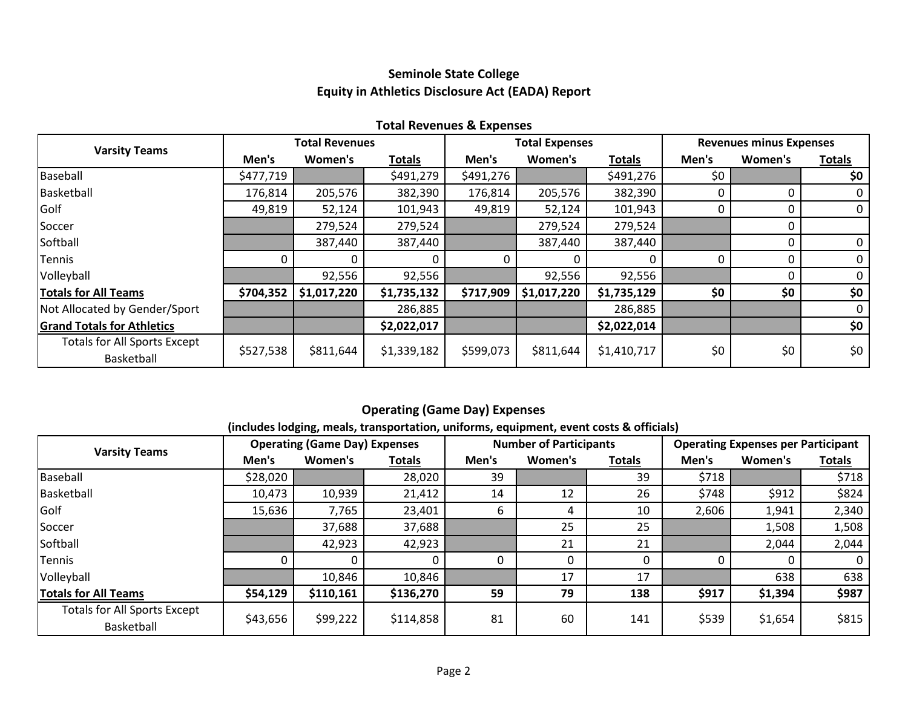**Seminole State College**
**Equity in Athletics Disclosure Act (EADA) Report**

### Total Revenues & Expenses

| Varsity Teams | Total Revenues | | | Total Expenses | | | Revenues minus Expenses | | |
|---|---|---|---|---|---|---|---|---|---|
| | Men's | Women's | Totals | Men's | Women's | Totals | Men's | Women's | Totals |
| Baseball | $477,719 | | $491,279 | $491,276 | | $491,276 | $0 | | **$0** |
| Basketball | 176,814 | 205,576 | 382,390 | 176,814 | 205,576 | 382,390 | 0 | 0 | 0 |
| Golf | 49,819 | 52,124 | 101,943 | 49,819 | 52,124 | 101,943 | 0 | 0 | 0 |
| Soccer | | 279,524 | 279,524 | | 279,524 | 279,524 | | 0 | |
| Softball | | 387,440 | 387,440 | | 387,440 | 387,440 | | 0 | 0 |
| Tennis | 0 | 0 | 0 | 0 | 0 | 0 | 0 | 0 | 0 |
| Volleyball | | 92,556 | 92,556 | | 92,556 | 92,556 | | 0 | 0 |
| **Totals for All Teams** | **$704,352** | **$1,017,220** | **$1,735,132** | **$717,909** | **$1,017,220** | **$1,735,129** | **$0** | **$0** | **$0** |
| Not Allocated by Gender/Sport | | | 286,885 | | | 286,885 | | | 0 |
| **Grand Totals for Athletics** | | | **$2,022,017** | | | **$2,022,014** | | | **$0** |
| Totals for All Sports Except Basketball | $527,538 | $811,644 | $1,339,182 | $599,073 | $811,644 | $1,410,717 | $0 | $0 | $0 |

### Operating (Game Day) Expenses

**(includes lodging, meals, transportation, uniforms, equipment, event costs & officials)**

| Varsity Teams | Operating (Game Day) Expenses | | | Number of Participants | | | Operating Expenses per Participant | | |
|---|---|---|---|---|---|---|---|---|---|
| | Men's | Women's | Totals | Men's | Women's | Totals | Men's | Women's | Totals |
| Baseball | $28,020 | | 28,020 | 39 | | 39 | $718 | | $718 |
| Basketball | 10,473 | 10,939 | 21,412 | 14 | 12 | 26 | $748 | $912 | $824 |
| Golf | 15,636 | 7,765 | 23,401 | 6 | 4 | 10 | 2,606 | 1,941 | 2,340 |
| Soccer | | 37,688 | 37,688 | | 25 | 25 | | 1,508 | 1,508 |
| Softball | | 42,923 | 42,923 | | 21 | 21 | | 2,044 | 2,044 |
| Tennis | 0 | 0 | 0 | 0 | 0 | 0 | 0 | 0 | 0 |
| Volleyball | | 10,846 | 10,846 | | 17 | 17 | | 638 | 638 |
| **Totals for All Teams** | **$54,129** | **$110,161** | **$136,270** | **59** | **79** | **138** | **$917** | **$1,394** | **$987** |
| Totals for All Sports Except Basketball | $43,656 | $99,222 | $114,858 | 81 | 60 | 141 | $539 | $1,654 | $815 |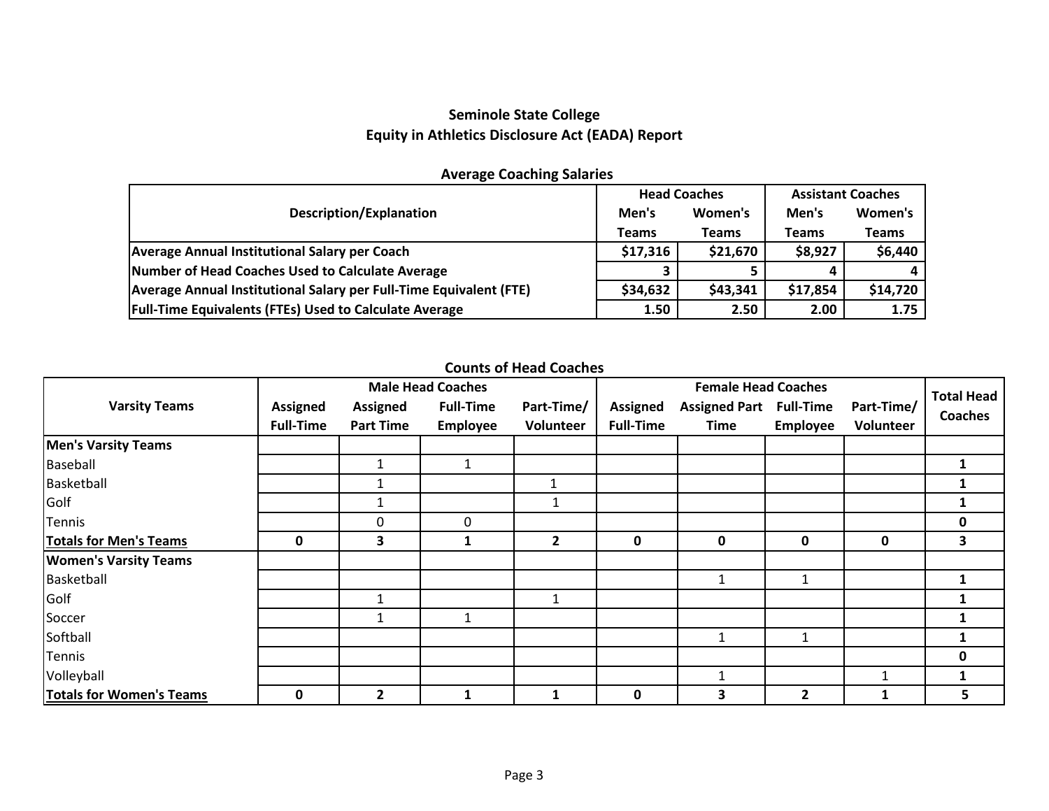# Seminole State College
## Equity in Athletics Disclosure Act (EADA) Report

### Average Coaching Salaries

| Description/Explanation | Head Coaches | | Assistant Coaches | |
|---|---|---|---|---|
| | Men's Teams | Women's Teams | Men's Teams | Women's Teams |
| **Average Annual Institutional Salary per Coach** | **$17,316** | **$21,670** | **$8,927** | **$6,440** |
| **Number of Head Coaches Used to Calculate Average** | **3** | **5** | **4** | **4** |
| **Average Annual Institutional Salary per Full-Time Equivalent (FTE)** | **$34,632** | **$43,341** | **$17,854** | **$14,720** |
| **Full-Time Equivalents (FTEs) Used to Calculate Average** | **1.50** | **2.50** | **2.00** | **1.75** |

### Counts of Head Coaches

| Varsity Teams | Male Head Coaches | | | | Female Head Coaches | | | | Total Head Coaches |
|---|---|---|---|---|---|---|---|---|---|
| | Assigned Full-Time | Assigned Part Time | Full-Time Employee | Part-Time/ Volunteer | Assigned Full-Time | Assigned Part Time | Full-Time Employee | Part-Time/ Volunteer | |
| **Men's Varsity Teams** | | | | | | | | | |
| Baseball | | 1 | 1 | | | | | | **1** |
| Basketball | | 1 | | 1 | | | | | **1** |
| Golf | | 1 | | 1 | | | | | **1** |
| Tennis | | 0 | 0 | | | | | | **0** |
| **Totals for Men's Teams** | **0** | **3** | **1** | **2** | **0** | **0** | **0** | **0** | **3** |
| **Women's Varsity Teams** | | | | | | | | | |
| Basketball | | | | | | 1 | 1 | | **1** |
| Golf | | 1 | | 1 | | | | | **1** |
| Soccer | | 1 | 1 | | | | | | **1** |
| Softball | | | | | | 1 | 1 | | **1** |
| Tennis | | | | | | | | | **0** |
| Volleyball | | | | | | 1 | | 1 | **1** |
| **Totals for Women's Teams** | **0** | **2** | **1** | **1** | **0** | **3** | **2** | **1** | **5** |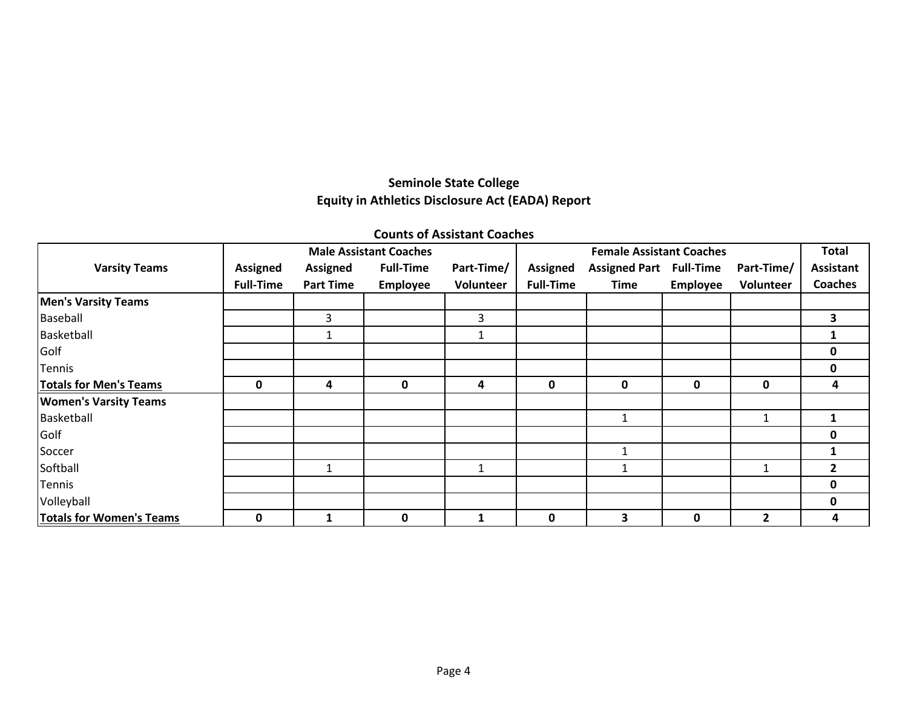**Seminole State College**
**Equity in Athletics Disclosure Act (EADA) Report**

**Counts of Assistant Coaches**

| Varsity Teams | Male Assistant Coaches | | | | Female Assistant Coaches | | | | Total Assistant Coaches |
|---|---|---|---|---|---|---|---|---|---|
| | Assigned Full-Time | Assigned Part Time | Full-Time Employee | Part-Time/ Volunteer | Assigned Full-Time | Assigned Part Time | Full-Time Employee | Part-Time/ Volunteer | |
| **Men's Varsity Teams** | | | | | | | | | |
| Baseball | | 3 | | 3 | | | | | **3** |
| Basketball | | 1 | | 1 | | | | | **1** |
| Golf | | | | | | | | | **0** |
| Tennis | | | | | | | | | **0** |
| **Totals for Men's Teams** | **0** | **4** | **0** | **4** | **0** | **0** | **0** | **0** | **4** |
| **Women's Varsity Teams** | | | | | | | | | |
| Basketball | | | | | | 1 | | 1 | **1** |
| Golf | | | | | | | | | **0** |
| Soccer | | | | | | 1 | | | **1** |
| Softball | | 1 | | 1 | | 1 | | 1 | **2** |
| Tennis | | | | | | | | | **0** |
| Volleyball | | | | | | | | | **0** |
| **Totals for Women's Teams** | **0** | **1** | **0** | **1** | **0** | **3** | **0** | **2** | **4** |